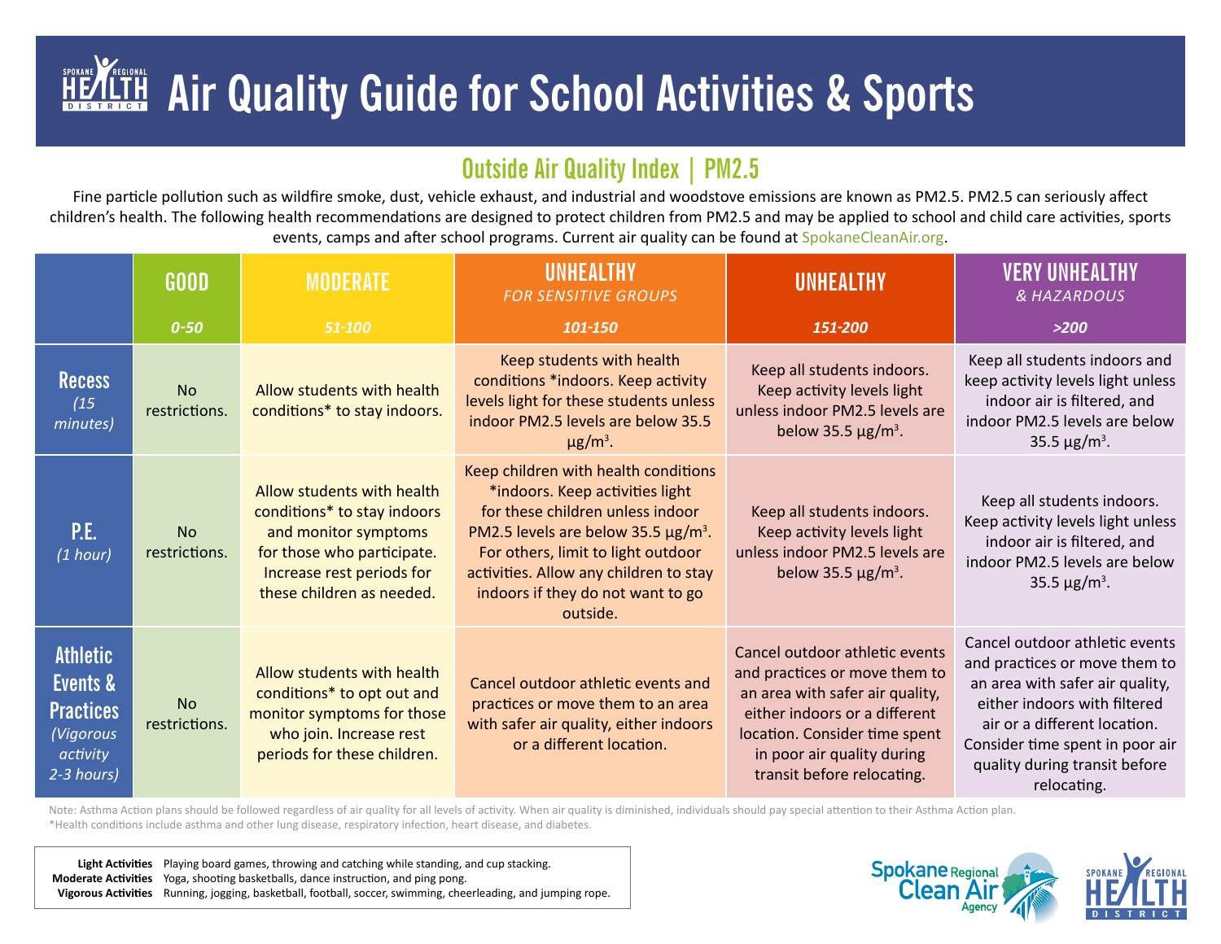# Air Quality Guide for School Activities & Sports

## Outside Air Quality Index | PM2.5

Fine particle pollution such as wildfire smoke, dust, vehicle exhaust, and industrial and woodstove emissions are known as PM2.5. PM2.5 can seriously affect children's health. The following health recommendations are designed to protect children from PM2.5 and may be applied to school and child care activities, sports events, camps and after school programs. Current air quality can be found at SpokaneCleanAir.org.

| | GOOD *0-50* | MODERATE *51-100* | UNHEALTHY *FOR SENSITIVE GROUPS* *101-150* | UNHEALTHY *151-200* | VERY UNHEALTHY *& HAZARDOUS* *>200* |
|---|---|---|---|---|---|
| **Recess** *(15 minutes)* | No restrictions. | Allow students with health conditions* to stay indoors. | Keep students with health conditions *indoors. Keep activity levels light for these students unless indoor PM2.5 levels are below 35.5 $\mu g/m^3$. | Keep all students indoors. Keep activity levels light unless indoor PM2.5 levels are below 35.5 $\mu g/m^3$. | Keep all students indoors and keep activity levels light unless indoor air is filtered, and indoor PM2.5 levels are below 35.5 $\mu g/m^3$. |
| **P.E.** *(1 hour)* | No restrictions. | Allow students with health conditions* to stay indoors and monitor symptoms for those who participate. Increase rest periods for these children as needed. | Keep children with health conditions *indoors. Keep activities light for these children unless indoor PM2.5 levels are below 35.5 $\mu g/m^3$. For others, limit to light outdoor activities. Allow any children to stay indoors if they do not want to go outside. | Keep all students indoors. Keep activity levels light unless indoor PM2.5 levels are below 35.5 $\mu g/m^3$. | Keep all students indoors. Keep activity levels light unless indoor air is filtered, and indoor PM2.5 levels are below 35.5 $\mu g/m^3$. |
| **Athletic Events & Practices** *(Vigorous activity 2-3 hours)* | No restrictions. | Allow students with health conditions* to opt out and monitor symptoms for those who join. Increase rest periods for these children. | Cancel outdoor athletic events and practices or move them to an area with safer air quality, either indoors or a different location. | Cancel outdoor athletic events and practices or move them to an area with safer air quality, either indoors or a different location. Consider time spent in poor air quality during transit before relocating. | Cancel outdoor athletic events and practices or move them to an area with safer air quality, either indoors with filtered air or a different location. Consider time spent in poor air quality during transit before relocating. |

Note: Asthma Action plans should be followed regardless of air quality for all levels of activity. When air quality is diminished, individuals should pay special attention to their Asthma Action plan.

*Health conditions include asthma and other lung disease, respiratory infection, heart disease, and diabetes.

| | |
|---|---|
| **Light Activities** | Playing board games, throwing and catching while standing, and cup stacking. |
| **Moderate Activities** | Yoga, shooting basketballs, dance instruction, and ping pong. |
| **Vigorous Activities** | Running, jogging, basketball, football, soccer, swimming, cheerleading, and jumping rope. |

Spokane Regional Clean Air Agency

Spokane Regional Health District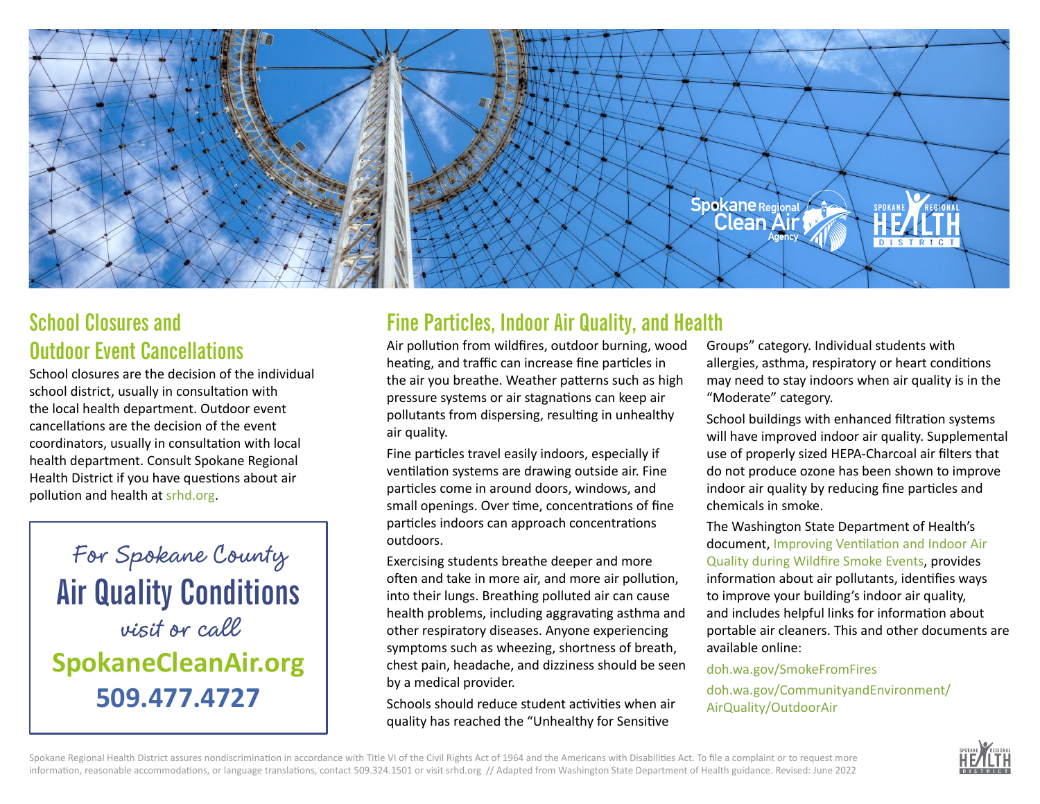## School Closures and Outdoor Event Cancellations

School closures are the decision of the individual school district, usually in consultation with the local health department. Outdoor event cancellations are the decision of the event coordinators, usually in consultation with local health department. Consult Spokane Regional Health District if you have questions about air pollution and health at srhd.org.

For Spokane County
**Air Quality Conditions**
visit or call
**SpokaneCleanAir.org**
**509.477.4727**

## Fine Particles, Indoor Air Quality, and Health

Air pollution from wildfires, outdoor burning, wood heating, and traffic can increase fine particles in the air you breathe. Weather patterns such as high pressure systems or air stagnations can keep air pollutants from dispersing, resulting in unhealthy air quality.

Fine particles travel easily indoors, especially if ventilation systems are drawing outside air. Fine particles come in around doors, windows, and small openings. Over time, concentrations of fine particles indoors can approach concentrations outdoors.

Exercising students breathe deeper and more often and take in more air, and more air pollution, into their lungs. Breathing polluted air can cause health problems, including aggravating asthma and other respiratory diseases. Anyone experiencing symptoms such as wheezing, shortness of breath, chest pain, headache, and dizziness should be seen by a medical provider.

Schools should reduce student activities when air quality has reached the "Unhealthy for Sensitive Groups" category. Individual students with allergies, asthma, respiratory or heart conditions may need to stay indoors when air quality is in the "Moderate" category.

School buildings with enhanced filtration systems will have improved indoor air quality. Supplemental use of properly sized HEPA-Charcoal air filters that do not produce ozone has been shown to improve indoor air quality by reducing fine particles and chemicals in smoke.

The Washington State Department of Health's document, Improving Ventilation and Indoor Air Quality during Wildfire Smoke Events, provides information about air pollutants, identifies ways to improve your building's indoor air quality, and includes helpful links for information about portable air cleaners. This and other documents are available online:

doh.wa.gov/SmokeFromFires

doh.wa.gov/CommunityandEnvironment/AirQuality/OutdoorAir

Spokane Regional Health District assures nondiscrimination in accordance with Title VI of the Civil Rights Act of 1964 and the Americans with Disabilities Act. To file a complaint or to request more information, reasonable accommodations, or language translations, contact 509.324.1501 or visit srhd.org // Adapted from Washington State Department of Health guidance. Revised: June 2022